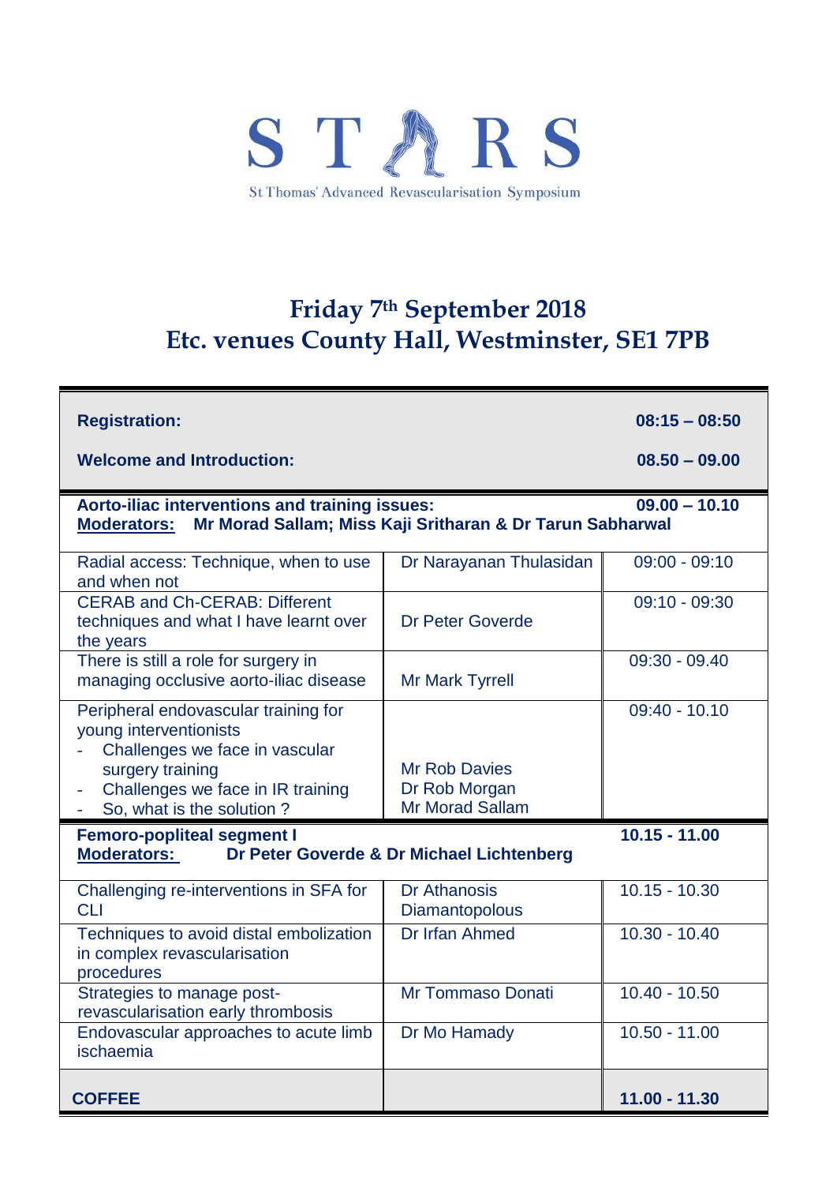# STARS

St Thomas' Advanced Revascularisation Symposium

## Friday 7th September 2018
## Etc. venues County Hall, Westminster, SE1 7PB

| | | |
|---|---|---|
| **Registration:** | | **08:15 – 08:50** |
| **Welcome and Introduction:** | | **08.50 – 09.00** |
| **Aorto-iliac interventions and training issues:**<br>**Moderators: Mr Morad Sallam; Miss Kaji Sritharan & Dr Tarun Sabharwal** | | **09.00 – 10.10** |
| Radial access: Technique, when to use and when not | Dr Narayanan Thulasidan | 09:00 - 09:10 |
| CERAB and Ch-CERAB: Different techniques and what I have learnt over the years | Dr Peter Goverde | 09:10 - 09:30 |
| There is still a role for surgery in managing occlusive aorto-iliac disease | Mr Mark Tyrrell | 09:30 - 09.40 |
| Peripheral endovascular training for young interventionists<br>- Challenges we face in vascular surgery training<br>- Challenges we face in IR training<br>- So, what is the solution ? | Mr Rob Davies<br>Dr Rob Morgan<br>Mr Morad Sallam | 09:40 - 10.10 |
| **Femoro-popliteal segment I**<br>**Moderators: Dr Peter Goverde & Dr Michael Lichtenberg** | | **10.15 - 11.00** |
| Challenging re-interventions in SFA for CLI | Dr Athanosis Diamantopolous | 10.15 - 10.30 |
| Techniques to avoid distal embolization in complex revascularisation procedures | Dr Irfan Ahmed | 10.30 - 10.40 |
| Strategies to manage post-revascularisation early thrombosis | Mr Tommaso Donati | 10.40 - 10.50 |
| Endovascular approaches to acute limb ischaemia | Dr Mo Hamady | 10.50 - 11.00 |
| **COFFEE** | | **11.00 - 11.30** |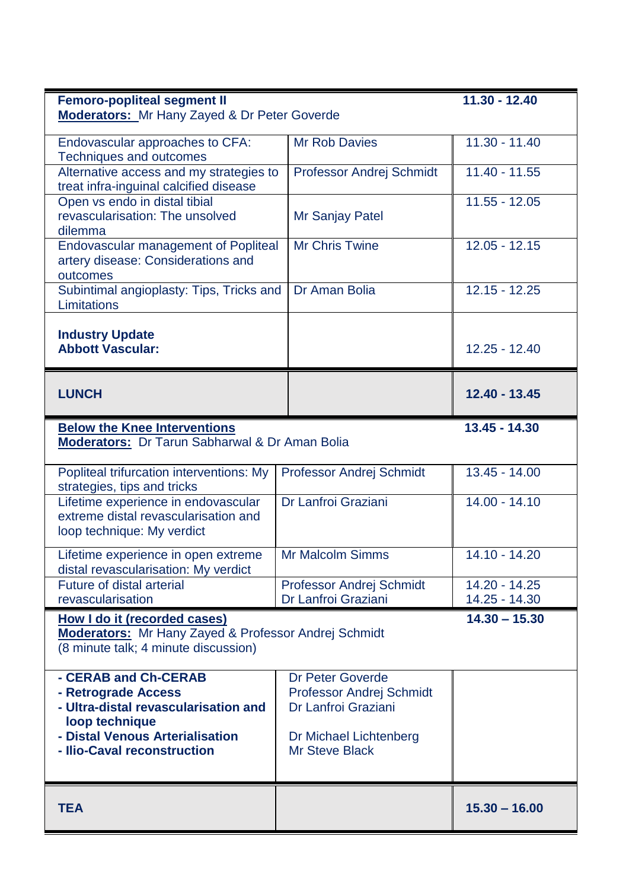| **Femoro-popliteal segment II** **Moderators:** Mr Hany Zayed & Dr Peter Goverde | | **11.30 - 12.40** |
|---|---|---|
| Endovascular approaches to CFA: Techniques and outcomes | Mr Rob Davies | 11.30 - 11.40 |
| Alternative access and my strategies to treat infra-inguinal calcified disease | Professor Andrej Schmidt | 11.40 - 11.55 |
| Open vs endo in distal tibial revascularisation: The unsolved dilemma | Mr Sanjay Patel | 11.55 - 12.05 |
| Endovascular management of Popliteal artery disease: Considerations and outcomes | Mr Chris Twine | 12.05 - 12.15 |
| Subintimal angioplasty: Tips, Tricks and Limitations | Dr Aman Bolia | 12.15 - 12.25 |
| **Industry Update** **Abbott Vascular:** | | 12.25 - 12.40 |
| **LUNCH** | | **12.40 - 13.45** |
| **Below the Knee Interventions** **Moderators:** Dr Tarun Sabharwal & Dr Aman Bolia | | **13.45 - 14.30** |
| Popliteal trifurcation interventions: My strategies, tips and tricks | Professor Andrej Schmidt | 13.45 - 14.00 |
| Lifetime experience in endovascular extreme distal revascularisation and loop technique: My verdict | Dr Lanfroi Graziani | 14.00 - 14.10 |
| Lifetime experience in open extreme distal revascularisation: My verdict | Mr Malcolm Simms | 14.10 - 14.20 |
| Future of distal arterial revascularisation | Professor Andrej Schmidt<br>Dr Lanfroi Graziani | 14.20 - 14.25<br>14.25 - 14.30 |
| **How I do it (recorded cases)** **Moderators:** Mr Hany Zayed & Professor Andrej Schmidt (8 minute talk; 4 minute discussion) | | **14.30 – 15.30** |
| **- CERAB and Ch-CERAB**<br>**- Retrograde Access**<br>**- Ultra-distal revascularisation and loop technique**<br>**- Distal Venous Arterialisation**<br>**- Ilio-Caval reconstruction** | Dr Peter Goverde<br>Professor Andrej Schmidt<br>Dr Lanfroi Graziani<br><br>Dr Michael Lichtenberg<br>Mr Steve Black | |
| **TEA** | | **15.30 – 16.00** |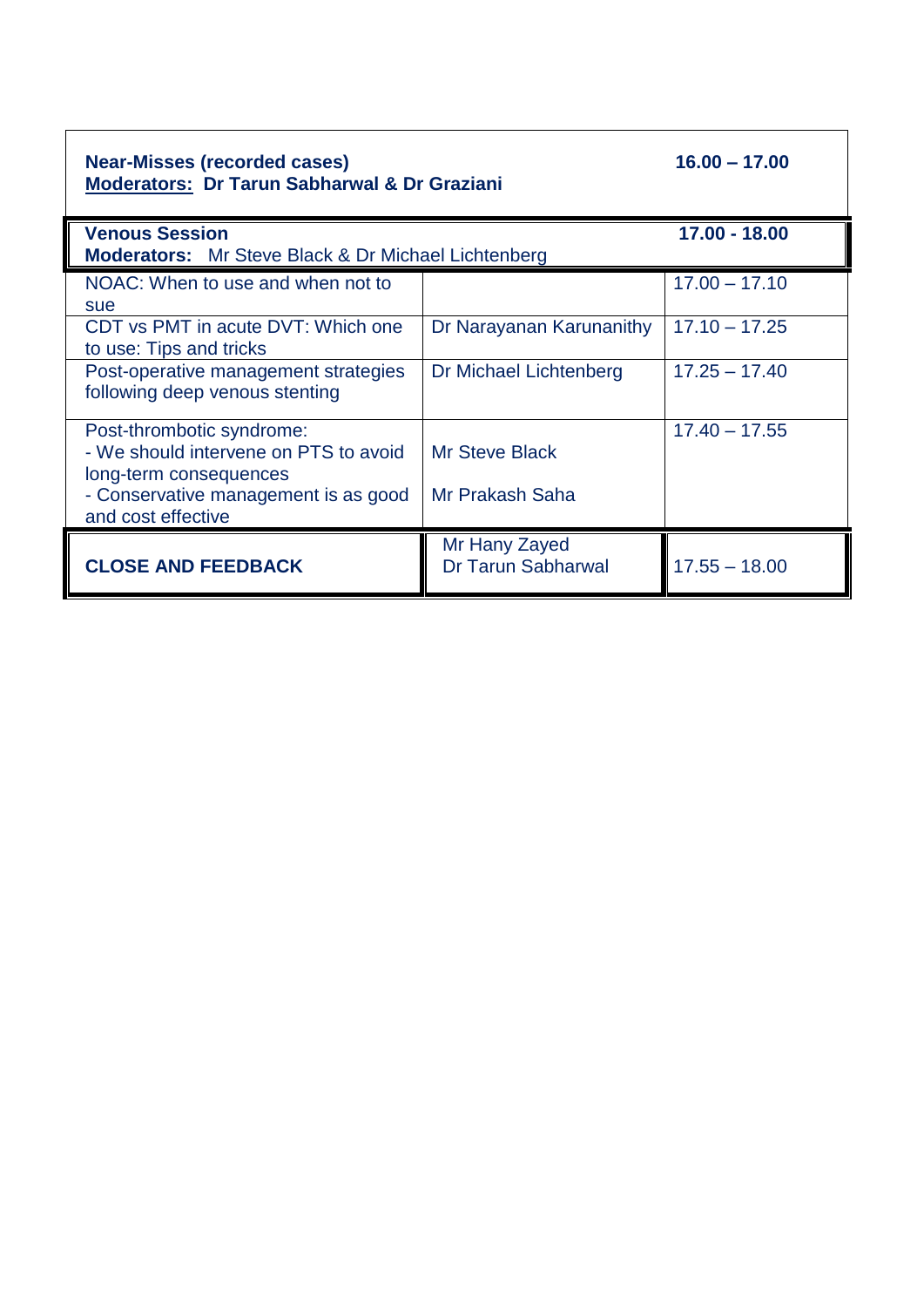| | | |
|---|---|---|
| **Near-Misses (recorded cases)**<br>**Moderators: Dr Tarun Sabharwal & Dr Graziani** | | **16.00 – 17.00** |
| **Venous Session**<br>**Moderators:** Mr Steve Black & Dr Michael Lichtenberg | | **17.00 - 18.00** |
| NOAC: When to use and when not to sue | | 17.00 – 17.10 |
| CDT vs PMT in acute DVT: Which one to use: Tips and tricks | Dr Narayanan Karunanithy | 17.10 – 17.25 |
| Post-operative management strategies following deep venous stenting | Dr Michael Lichtenberg | 17.25 – 17.40 |
| Post-thrombotic syndrome:<br>- We should intervene on PTS to avoid long-term consequences<br>- Conservative management is as good and cost effective | Mr Steve Black<br><br>Mr Prakash Saha | 17.40 – 17.55 |
| **CLOSE AND FEEDBACK** | Mr Hany Zayed<br>Dr Tarun Sabharwal | 17.55 – 18.00 |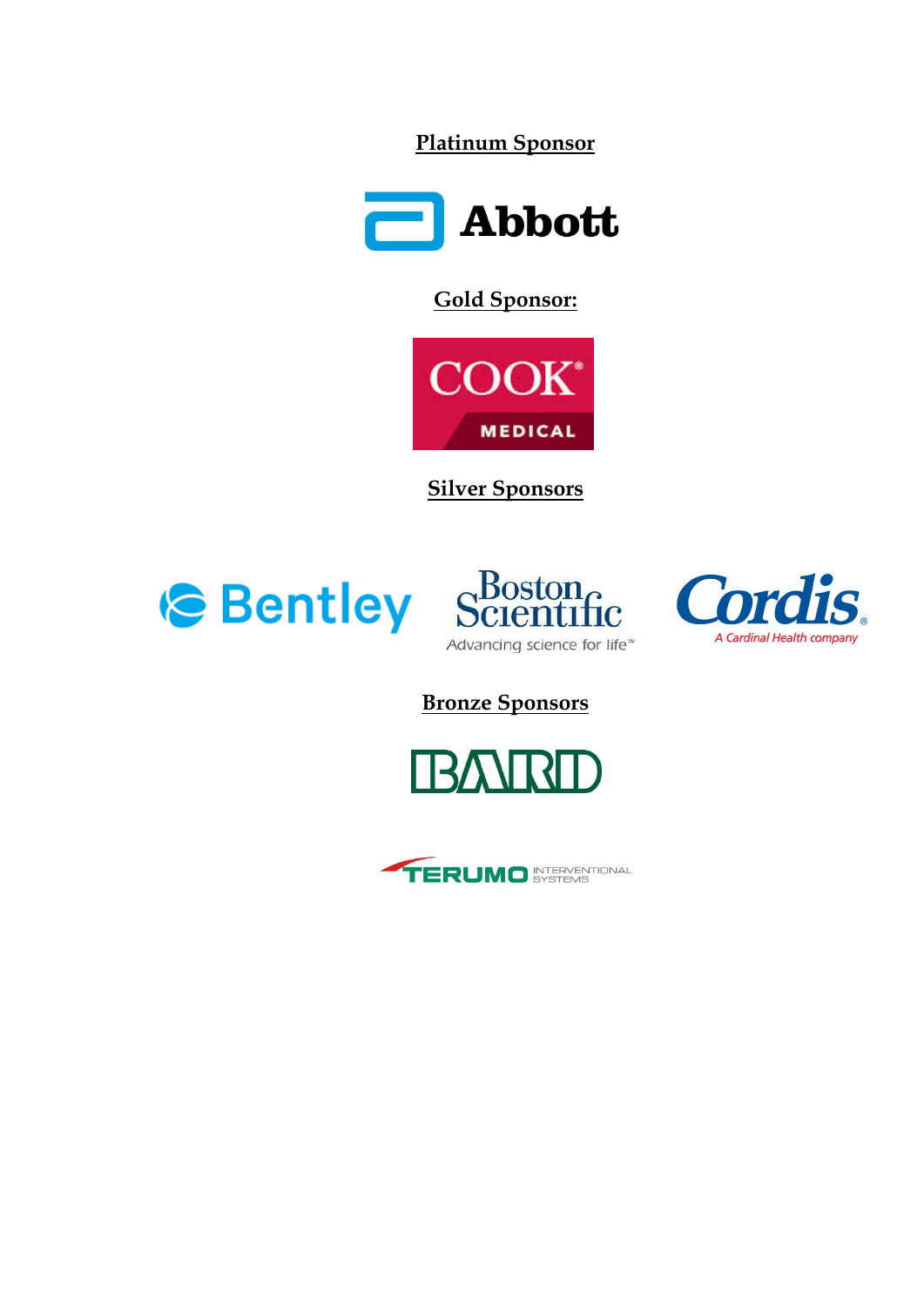**Platinum Sponsor**

Abbott

**Gold Sponsor:**

COOK MEDICAL

**Silver Sponsors**

Bentley

Boston Scientific
Advancing science for life™

Cordis
A Cardinal Health company

**Bronze Sponsors**

BARD

TERUMO INTERVENTIONAL SYSTEMS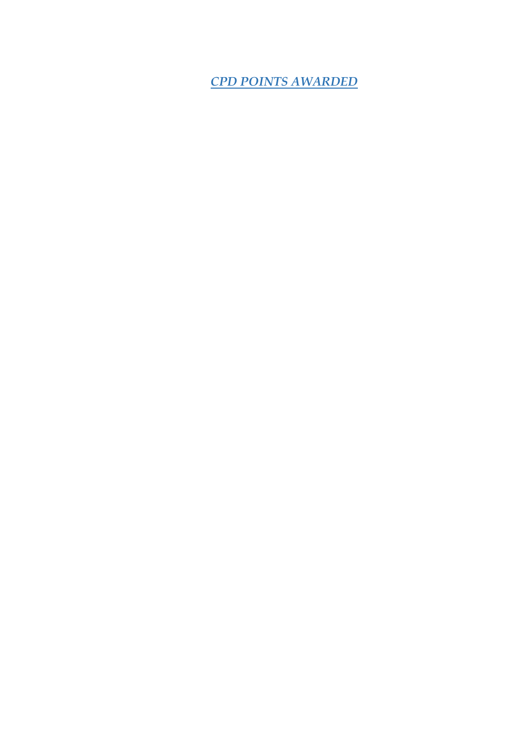## *CPD POINTS AWARDED*